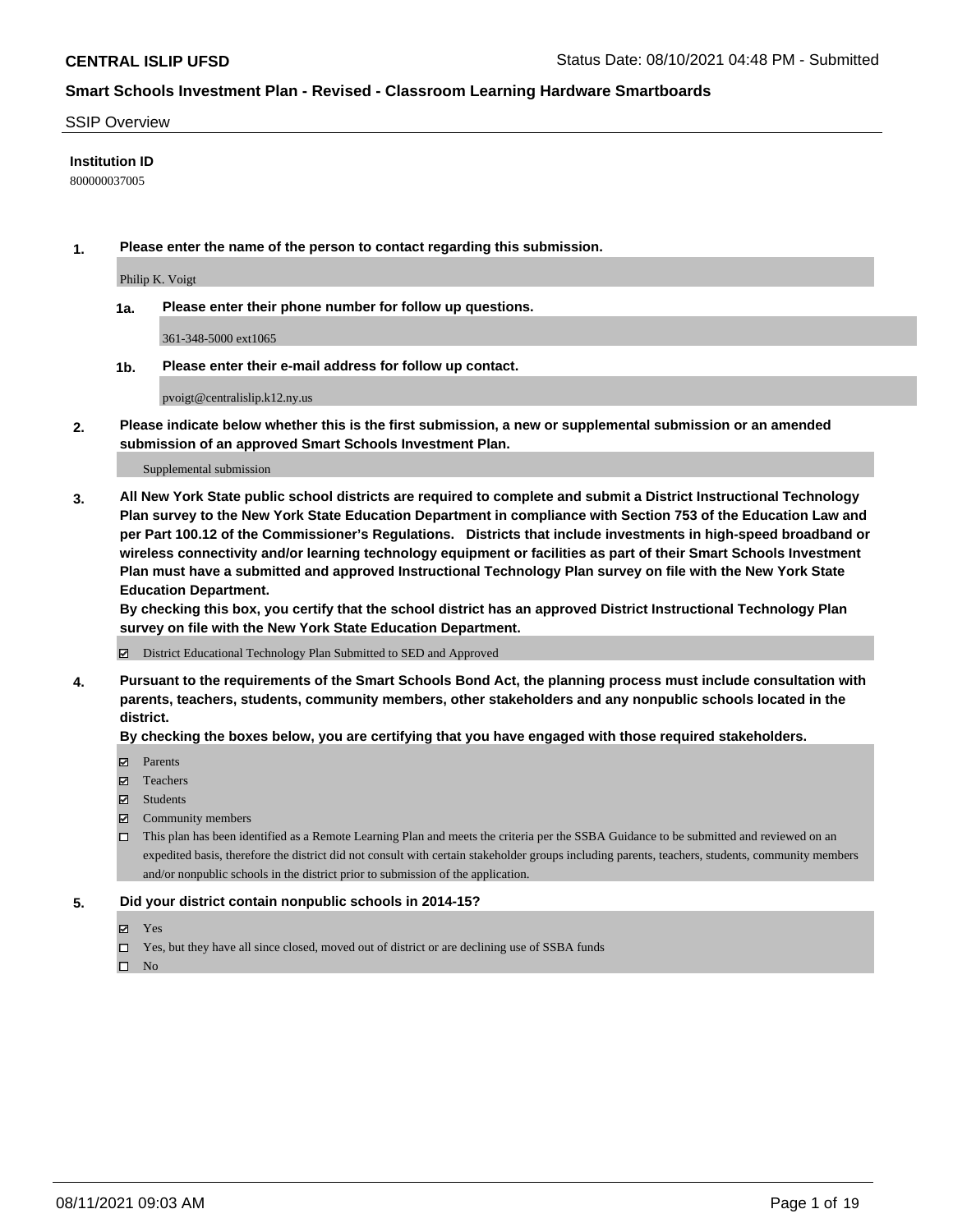**CENTRAL ISLIP UFSD** Status Date: 08/10/2021 04:48 PM - Submitted

**Smart Schools Investment Plan - Revised - Classroom Learning Hardware Smartboards**

SSIP Overview

**Institution ID**

800000037005

**1. Please enter the name of the person to contact regarding this submission.**

Philip K. Voigt

**1a. Please enter their phone number for follow up questions.**

361-348-5000 ext1065

**1b. Please enter their e-mail address for follow up contact.**

pvoigt@centralislip.k12.ny.us

**2. Please indicate below whether this is the first submission, a new or supplemental submission or an amended submission of an approved Smart Schools Investment Plan.**

Supplemental submission

**3. All New York State public school districts are required to complete and submit a District Instructional Technology Plan survey to the New York State Education Department in compliance with Section 753 of the Education Law and per Part 100.12 of the Commissioner's Regulations. Districts that include investments in high-speed broadband or wireless connectivity and/or learning technology equipment or facilities as part of their Smart Schools Investment Plan must have a submitted and approved Instructional Technology Plan survey on file with the New York State Education Department.**

**By checking this box, you certify that the school district has an approved District Instructional Technology Plan survey on file with the New York State Education Department.**

- [x] District Educational Technology Plan Submitted to SED and Approved

**4. Pursuant to the requirements of the Smart Schools Bond Act, the planning process must include consultation with parents, teachers, students, community members, other stakeholders and any nonpublic schools located in the district.**

**By checking the boxes below, you are certifying that you have engaged with those required stakeholders.**

- [x] Parents
- [x] Teachers
- [x] Students
- [x] Community members
- [ ] This plan has been identified as a Remote Learning Plan and meets the criteria per the SSBA Guidance to be submitted and reviewed on an expedited basis, therefore the district did not consult with certain stakeholder groups including parents, teachers, students, community members and/or nonpublic schools in the district prior to submission of the application.

**5. Did your district contain nonpublic schools in 2014-15?**

- [x] Yes
- [ ] Yes, but they have all since closed, moved out of district or are declining use of SSBA funds
- [ ] No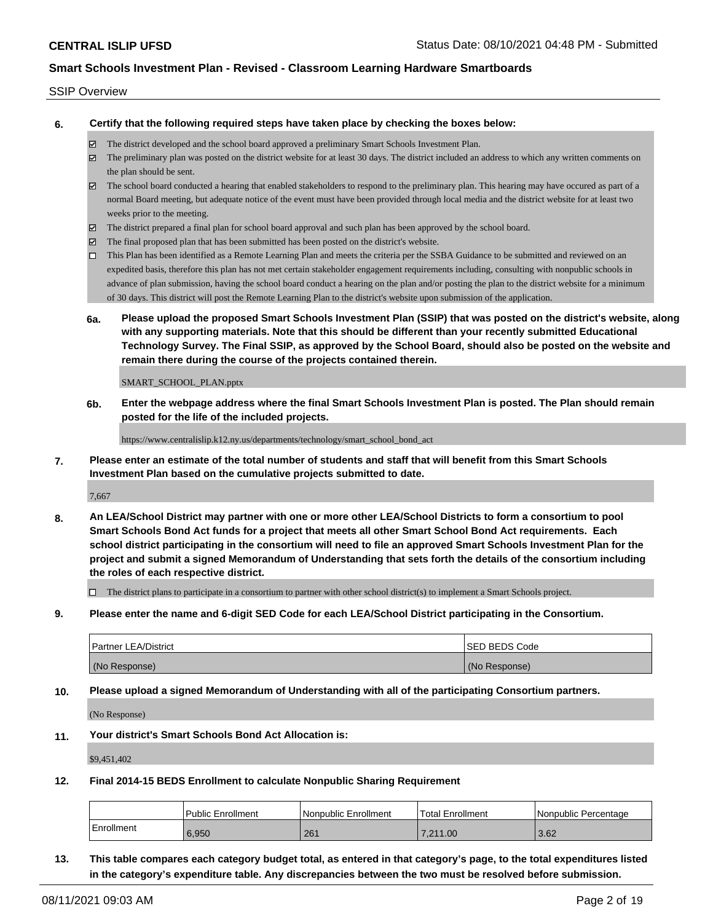**CENTRAL ISLIP UFSD** Status Date: 08/10/2021 04:48 PM - Submitted

## Smart Schools Investment Plan - Revised - Classroom Learning Hardware Smartboards

SSIP Overview

**6. Certify that the following required steps have taken place by checking the boxes below:**

- ☑ The district developed and the school board approved a preliminary Smart Schools Investment Plan.
- ☑ The preliminary plan was posted on the district website for at least 30 days. The district included an address to which any written comments on the plan should be sent.
- ☑ The school board conducted a hearing that enabled stakeholders to respond to the preliminary plan. This hearing may have occured as part of a normal Board meeting, but adequate notice of the event must have been provided through local media and the district website for at least two weeks prior to the meeting.
- ☑ The district prepared a final plan for school board approval and such plan has been approved by the school board.
- ☑ The final proposed plan that has been submitted has been posted on the district's website.
- ☐ This Plan has been identified as a Remote Learning Plan and meets the criteria per the SSBA Guidance to be submitted and reviewed on an expedited basis, therefore this plan has not met certain stakeholder engagement requirements including, consulting with nonpublic schools in advance of plan submission, having the school board conduct a hearing on the plan and/or posting the plan to the district website for a minimum of 30 days. This district will post the Remote Learning Plan to the district's website upon submission of the application.

**6a. Please upload the proposed Smart Schools Investment Plan (SSIP) that was posted on the district's website, along with any supporting materials. Note that this should be different than your recently submitted Educational Technology Survey. The Final SSIP, as approved by the School Board, should also be posted on the website and remain there during the course of the projects contained therein.**

SMART_SCHOOL_PLAN.pptx

**6b. Enter the webpage address where the final Smart Schools Investment Plan is posted. The Plan should remain posted for the life of the included projects.**

https://www.centralislip.k12.ny.us/departments/technology/smart_school_bond_act

**7. Please enter an estimate of the total number of students and staff that will benefit from this Smart Schools Investment Plan based on the cumulative projects submitted to date.**

7,667

**8. An LEA/School District may partner with one or more other LEA/School Districts to form a consortium to pool Smart Schools Bond Act funds for a project that meets all other Smart School Bond Act requirements. Each school district participating in the consortium will need to file an approved Smart Schools Investment Plan for the project and submit a signed Memorandum of Understanding that sets forth the details of the consortium including the roles of each respective district.**

- ☐ The district plans to participate in a consortium to partner with other school district(s) to implement a Smart Schools project.

**9. Please enter the name and 6-digit SED Code for each LEA/School District participating in the Consortium.**

| Partner LEA/District | SED BEDS Code |
| --- | --- |
| (No Response) | (No Response) |

**10. Please upload a signed Memorandum of Understanding with all of the participating Consortium partners.**

(No Response)

**11. Your district's Smart Schools Bond Act Allocation is:**

$9,451,402

**12. Final 2014-15 BEDS Enrollment to calculate Nonpublic Sharing Requirement**

| | Public Enrollment | Nonpublic Enrollment | Total Enrollment | Nonpublic Percentage |
| --- | --- | --- | --- | --- |
| Enrollment | 6,950 | 261 | 7,211.00 | 3.62 |

**13. This table compares each category budget total, as entered in that category's page, to the total expenditures listed in the category's expenditure table. Any discrepancies between the two must be resolved before submission.**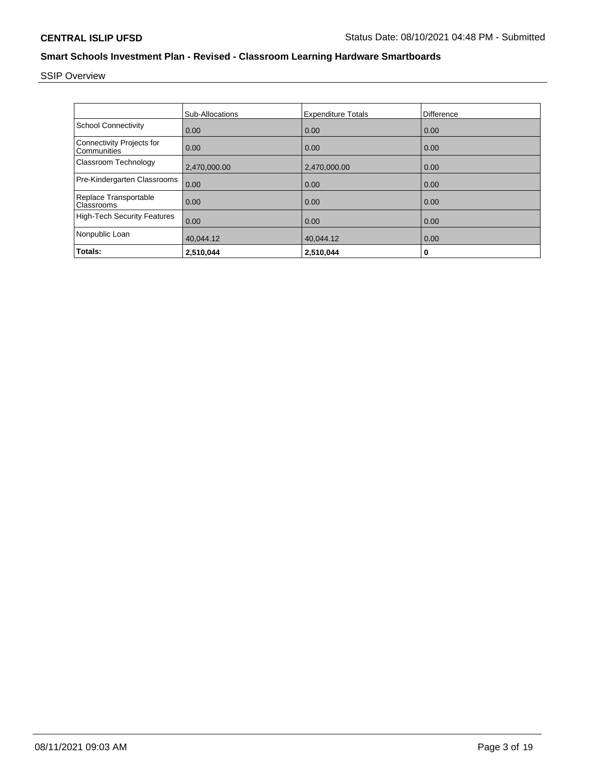**CENTRAL ISLIP UFSD** Status Date: 08/10/2021 04:48 PM - Submitted

## Smart Schools Investment Plan - Revised - Classroom Learning Hardware Smartboards

SSIP Overview

| | Sub-Allocations | Expenditure Totals | Difference |
|---|---|---|---|
| School Connectivity | 0.00 | 0.00 | 0.00 |
| Connectivity Projects for Communities | 0.00 | 0.00 | 0.00 |
| Classroom Technology | 2,470,000.00 | 2,470,000.00 | 0.00 |
| Pre-Kindergarten Classrooms | 0.00 | 0.00 | 0.00 |
| Replace Transportable Classrooms | 0.00 | 0.00 | 0.00 |
| High-Tech Security Features | 0.00 | 0.00 | 0.00 |
| Nonpublic Loan | 40,044.12 | 40,044.12 | 0.00 |
| **Totals:** | **2,510,044** | **2,510,044** | **0** |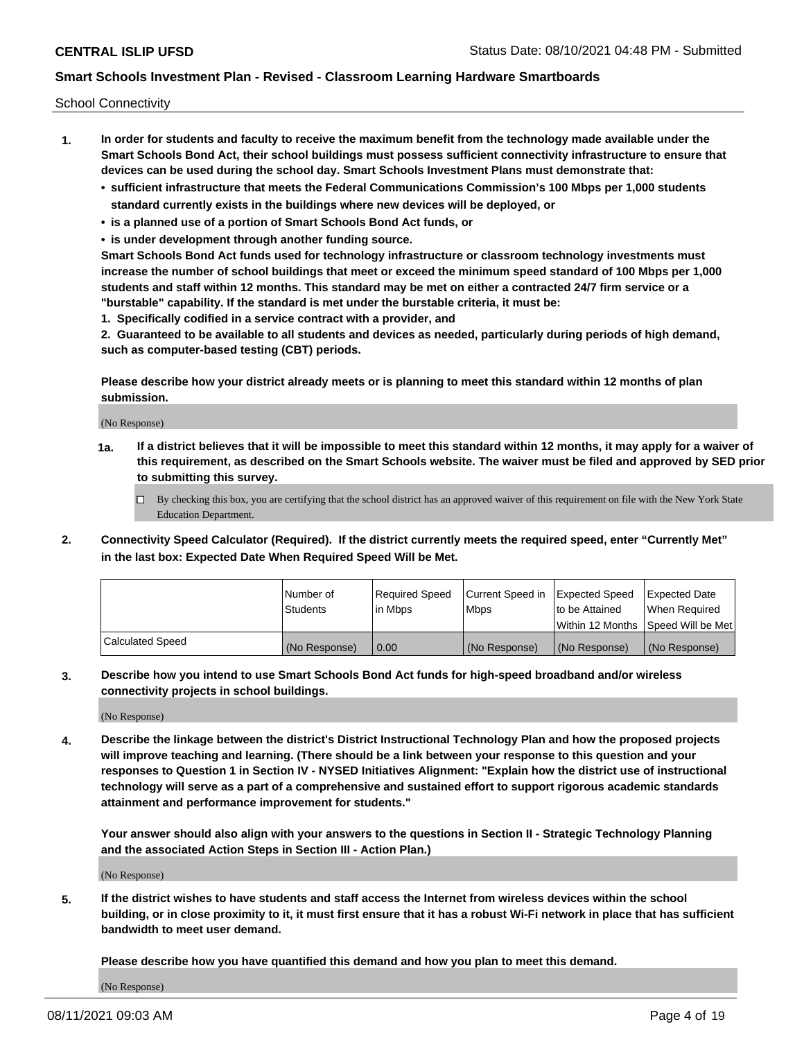School Connectivity

1. **In order for students and faculty to receive the maximum benefit from the technology made available under the Smart Schools Bond Act, their school buildings must possess sufficient connectivity infrastructure to ensure that devices can be used during the school day. Smart Schools Investment Plans must demonstrate that:**
   - **sufficient infrastructure that meets the Federal Communications Commission's 100 Mbps per 1,000 students standard currently exists in the buildings where new devices will be deployed, or**
   - **is a planned use of a portion of Smart Schools Bond Act funds, or**
   - **is under development through another funding source.**

   **Smart Schools Bond Act funds used for technology infrastructure or classroom technology investments must increase the number of school buildings that meet or exceed the minimum speed standard of 100 Mbps per 1,000 students and staff within 12 months. This standard may be met on either a contracted 24/7 firm service or a "burstable" capability. If the standard is met under the burstable criteria, it must be:**

   **1. Specifically codified in a service contract with a provider, and**

   **2. Guaranteed to be available to all students and devices as needed, particularly during periods of high demand, such as computer-based testing (CBT) periods.**

   **Please describe how your district already meets or is planning to meet this standard within 12 months of plan submission.**

   (No Response)

   **1a. If a district believes that it will be impossible to meet this standard within 12 months, it may apply for a waiver of this requirement, as described on the Smart Schools website. The waiver must be filed and approved by SED prior to submitting this survey.**

   ☐ By checking this box, you are certifying that the school district has an approved waiver of this requirement on file with the New York State Education Department.

2. **Connectivity Speed Calculator (Required). If the district currently meets the required speed, enter "Currently Met" in the last box: Expected Date When Required Speed Will be Met.**

| | Number of Students | Required Speed in Mbps | Current Speed in Mbps | Expected Speed to be Attained Within 12 Months | Expected Date When Required Speed Will be Met |
|---|---|---|---|---|---|
| Calculated Speed | (No Response) | 0.00 | (No Response) | (No Response) | (No Response) |

3. **Describe how you intend to use Smart Schools Bond Act funds for high-speed broadband and/or wireless connectivity projects in school buildings.**

   (No Response)

4. **Describe the linkage between the district's District Instructional Technology Plan and how the proposed projects will improve teaching and learning. (There should be a link between your response to this question and your responses to Question 1 in Section IV - NYSED Initiatives Alignment: "Explain how the district use of instructional technology will serve as a part of a comprehensive and sustained effort to support rigorous academic standards attainment and performance improvement for students."**

   **Your answer should also align with your answers to the questions in Section II - Strategic Technology Planning and the associated Action Steps in Section III - Action Plan.)**

   (No Response)

5. **If the district wishes to have students and staff access the Internet from wireless devices within the school building, or in close proximity to it, it must first ensure that it has a robust Wi-Fi network in place that has sufficient bandwidth to meet user demand.**

   **Please describe how you have quantified this demand and how you plan to meet this demand.**

   (No Response)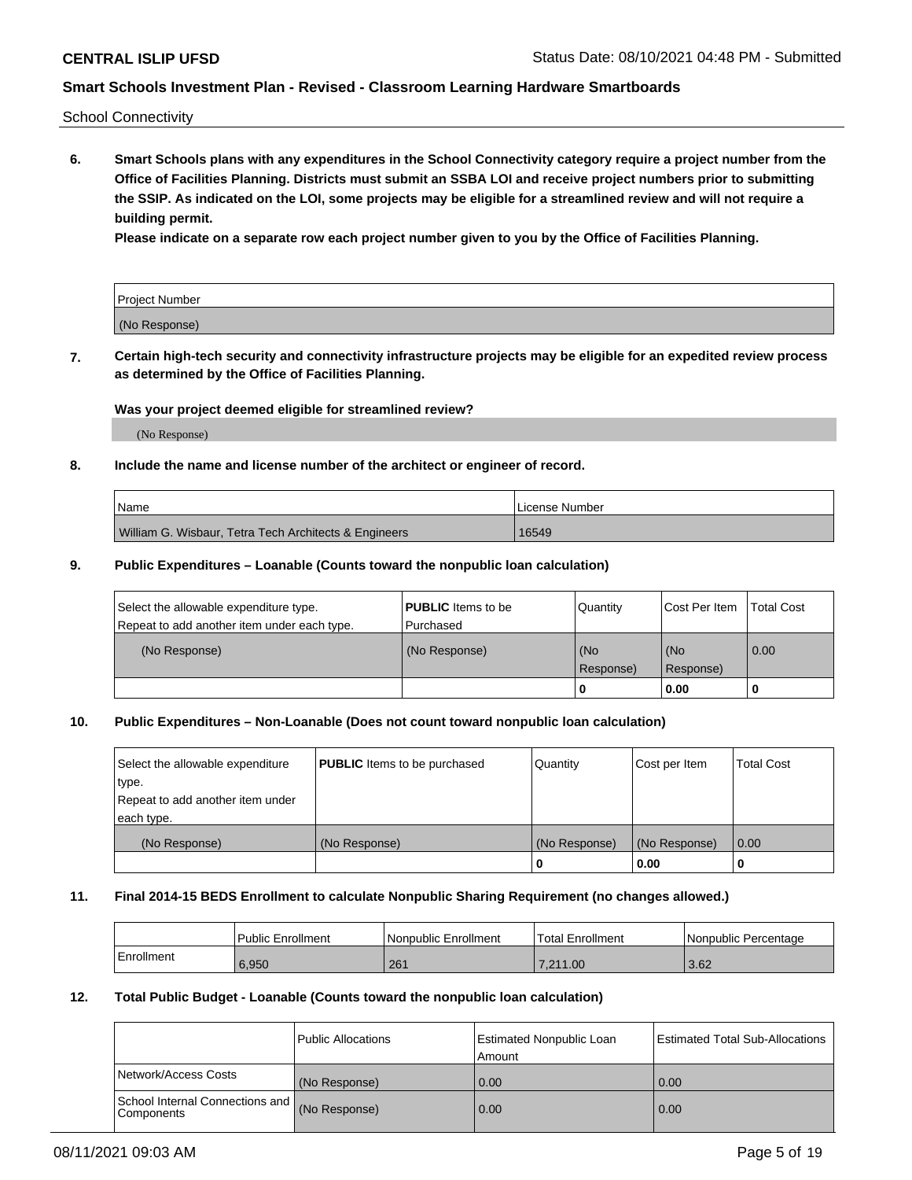School Connectivity

**6. Smart Schools plans with any expenditures in the School Connectivity category require a project number from the Office of Facilities Planning. Districts must submit an SSBA LOI and receive project numbers prior to submitting the SSIP. As indicated on the LOI, some projects may be eligible for a streamlined review and will not require a building permit.**

**Please indicate on a separate row each project number given to you by the Office of Facilities Planning.**

| Project Number |
|---|
| (No Response) |

**7. Certain high-tech security and connectivity infrastructure projects may be eligible for an expedited review process as determined by the Office of Facilities Planning.**

**Was your project deemed eligible for streamlined review?**

(No Response)

**8. Include the name and license number of the architect or engineer of record.**

| Name | License Number |
|---|---|
| William G. Wisbaur, Tetra Tech Architects & Engineers | 16549 |

**9. Public Expenditures – Loanable (Counts toward the nonpublic loan calculation)**

| Select the allowable expenditure type. Repeat to add another item under each type. | **PUBLIC** Items to be Purchased | Quantity | Cost Per Item | Total Cost |
|---|---|---|---|---|
| (No Response) | (No Response) | (No Response) | (No Response) | 0.00 |
| | | 0 | 0.00 | 0 |

**10. Public Expenditures – Non-Loanable (Does not count toward nonpublic loan calculation)**

| Select the allowable expenditure type. Repeat to add another item under each type. | **PUBLIC** Items to be purchased | Quantity | Cost per Item | Total Cost |
|---|---|---|---|---|
| (No Response) | (No Response) | (No Response) | (No Response) | 0.00 |
| | | 0 | 0.00 | 0 |

**11. Final 2014-15 BEDS Enrollment to calculate Nonpublic Sharing Requirement (no changes allowed.)**

| | Public Enrollment | Nonpublic Enrollment | Total Enrollment | Nonpublic Percentage |
|---|---|---|---|---|
| Enrollment | 6,950 | 261 | 7,211.00 | 3.62 |

**12. Total Public Budget - Loanable (Counts toward the nonpublic loan calculation)**

| | Public Allocations | Estimated Nonpublic Loan Amount | Estimated Total Sub-Allocations |
|---|---|---|---|
| Network/Access Costs | (No Response) | 0.00 | 0.00 |
| School Internal Connections and Components | (No Response) | 0.00 | 0.00 |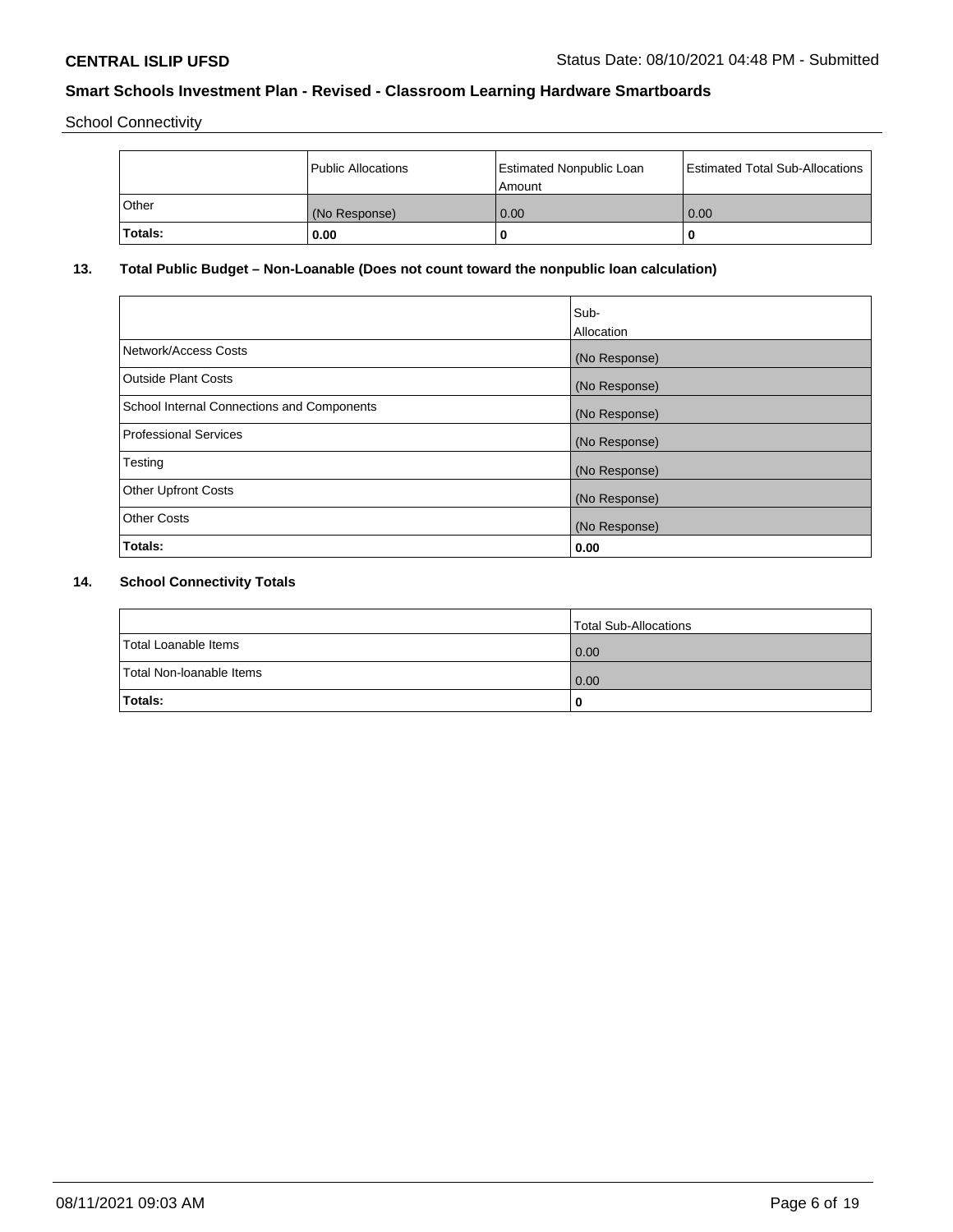School Connectivity

|  | Public Allocations | Estimated Nonpublic Loan Amount | Estimated Total Sub-Allocations |
| --- | --- | --- | --- |
| Other | (No Response) | 0.00 | 0.00 |
| **Totals:** | **0.00** | **0** | **0** |

## 13. Total Public Budget – Non-Loanable (Does not count toward the nonpublic loan calculation)

|  | Sub-Allocation |
| --- | --- |
| Network/Access Costs | (No Response) |
| Outside Plant Costs | (No Response) |
| School Internal Connections and Components | (No Response) |
| Professional Services | (No Response) |
| Testing | (No Response) |
| Other Upfront Costs | (No Response) |
| Other Costs | (No Response) |
| **Totals:** | **0.00** |

## 14. School Connectivity Totals

|  | Total Sub-Allocations |
| --- | --- |
| Total Loanable Items | 0.00 |
| Total Non-loanable Items | 0.00 |
| **Totals:** | **0** |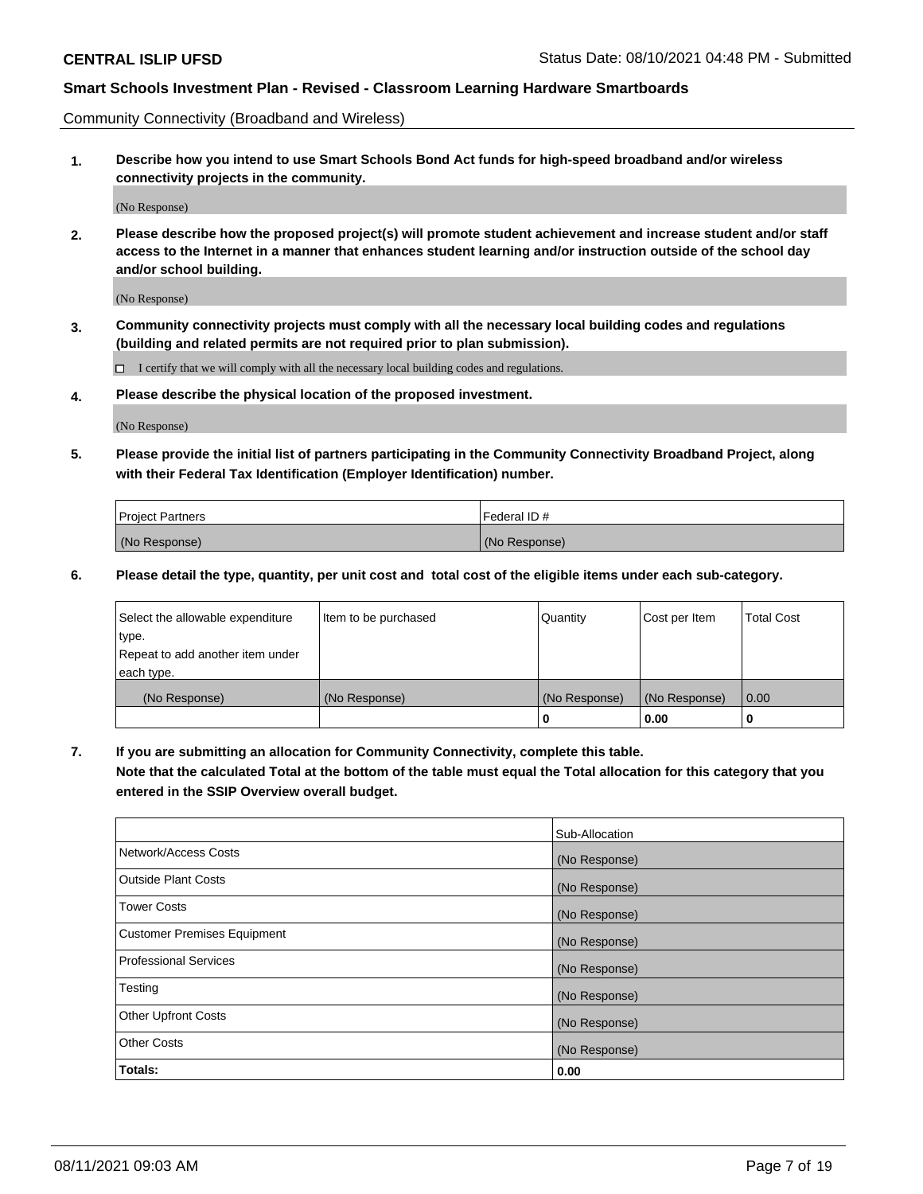Community Connectivity (Broadband and Wireless)

**1. Describe how you intend to use Smart Schools Bond Act funds for high-speed broadband and/or wireless connectivity projects in the community.**

(No Response)

**2. Please describe how the proposed project(s) will promote student achievement and increase student and/or staff access to the Internet in a manner that enhances student learning and/or instruction outside of the school day and/or school building.**

(No Response)

**3. Community connectivity projects must comply with all the necessary local building codes and regulations (building and related permits are not required prior to plan submission).**

☐ I certify that we will comply with all the necessary local building codes and regulations.

**4. Please describe the physical location of the proposed investment.**

(No Response)

**5. Please provide the initial list of partners participating in the Community Connectivity Broadband Project, along with their Federal Tax Identification (Employer Identification) number.**

| Project Partners | Federal ID # |
|---|---|
| (No Response) | (No Response) |

**6. Please detail the type, quantity, per unit cost and total cost of the eligible items under each sub-category.**

| Select the allowable expenditure type. Repeat to add another item under each type. | Item to be purchased | Quantity | Cost per Item | Total Cost |
|---|---|---|---|---|
| (No Response) | (No Response) | (No Response) | (No Response) | 0.00 |
| | | **0** | **0.00** | **0** |

**7. If you are submitting an allocation for Community Connectivity, complete this table.**
**Note that the calculated Total at the bottom of the table must equal the Total allocation for this category that you entered in the SSIP Overview overall budget.**

| | Sub-Allocation |
|---|---|
| Network/Access Costs | (No Response) |
| Outside Plant Costs | (No Response) |
| Tower Costs | (No Response) |
| Customer Premises Equipment | (No Response) |
| Professional Services | (No Response) |
| Testing | (No Response) |
| Other Upfront Costs | (No Response) |
| Other Costs | (No Response) |
| **Totals:** | **0.00** |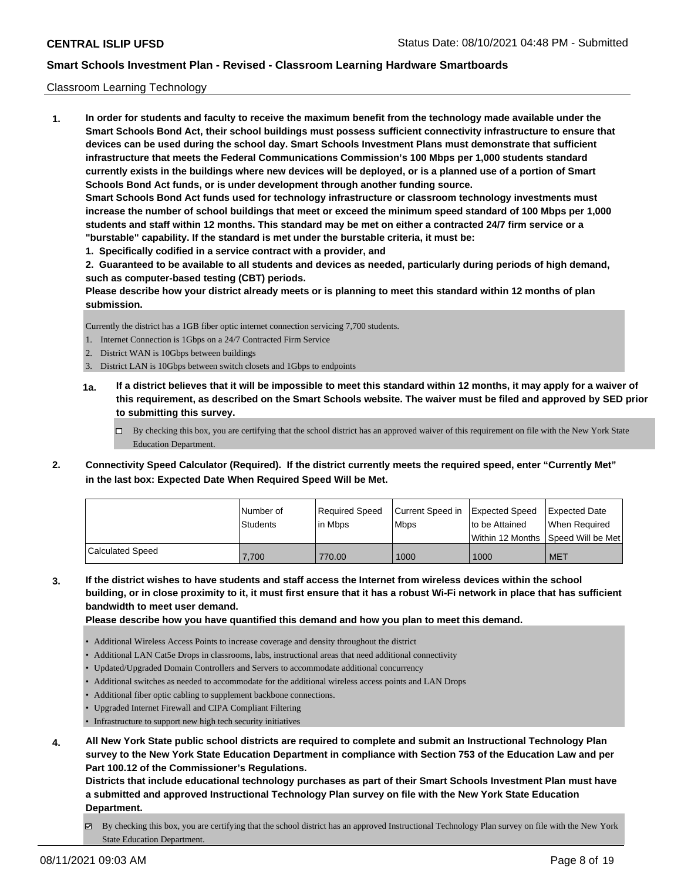**CENTRAL ISLIP UFSD** Status Date: 08/10/2021 04:48 PM - Submitted

**Smart Schools Investment Plan - Revised - Classroom Learning Hardware Smartboards**

Classroom Learning Technology

**1. In order for students and faculty to receive the maximum benefit from the technology made available under the Smart Schools Bond Act, their school buildings must possess sufficient connectivity infrastructure to ensure that devices can be used during the school day. Smart Schools Investment Plans must demonstrate that sufficient infrastructure that meets the Federal Communications Commission's 100 Mbps per 1,000 students standard currently exists in the buildings where new devices will be deployed, or is a planned use of a portion of Smart Schools Bond Act funds, or is under development through another funding source.**

**Smart Schools Bond Act funds used for technology infrastructure or classroom technology investments must increase the number of school buildings that meet or exceed the minimum speed standard of 100 Mbps per 1,000 students and staff within 12 months. This standard may be met on either a contracted 24/7 firm service or a "burstable" capability. If the standard is met under the burstable criteria, it must be:**

**1. Specifically codified in a service contract with a provider, and**

**2. Guaranteed to be available to all students and devices as needed, particularly during periods of high demand, such as computer-based testing (CBT) periods.**

**Please describe how your district already meets or is planning to meet this standard within 12 months of plan submission.**

Currently the district has a 1GB fiber optic internet connection servicing 7,700 students.

1. Internet Connection is 1Gbps on a 24/7 Contracted Firm Service
2. District WAN is 10Gbps between buildings
3. District LAN is 10Gbps between switch closets and 1Gbps to endpoints

**1a. If a district believes that it will be impossible to meet this standard within 12 months, it may apply for a waiver of this requirement, as described on the Smart Schools website. The waiver must be filed and approved by SED prior to submitting this survey.**

☐ By checking this box, you are certifying that the school district has an approved waiver of this requirement on file with the New York State Education Department.

**2. Connectivity Speed Calculator (Required). If the district currently meets the required speed, enter "Currently Met" in the last box: Expected Date When Required Speed Will be Met.**

| | Number of Students | Required Speed in Mbps | Current Speed in Mbps | Expected Speed to be Attained Within 12 Months | Expected Date When Required Speed Will be Met |
|---|---|---|---|---|---|
| Calculated Speed | 7,700 | 770.00 | 1000 | 1000 | MET |

**3. If the district wishes to have students and staff access the Internet from wireless devices within the school building, or in close proximity to it, it must first ensure that it has a robust Wi-Fi network in place that has sufficient bandwidth to meet user demand.**

**Please describe how you have quantified this demand and how you plan to meet this demand.**

- Additional Wireless Access Points to increase coverage and density throughout the district
- Additional LAN Cat5e Drops in classrooms, labs, instructional areas that need additional connectivity
- Updated/Upgraded Domain Controllers and Servers to accommodate additional concurrency
- Additional switches as needed to accommodate for the additional wireless access points and LAN Drops
- Additional fiber optic cabling to supplement backbone connections.
- Upgraded Internet Firewall and CIPA Compliant Filtering
- Infrastructure to support new high tech security initiatives

**4. All New York State public school districts are required to complete and submit an Instructional Technology Plan survey to the New York State Education Department in compliance with Section 753 of the Education Law and per Part 100.12 of the Commissioner's Regulations.**

**Districts that include educational technology purchases as part of their Smart Schools Investment Plan must have a submitted and approved Instructional Technology Plan survey on file with the New York State Education Department.**

☑ By checking this box, you are certifying that the school district has an approved Instructional Technology Plan survey on file with the New York State Education Department.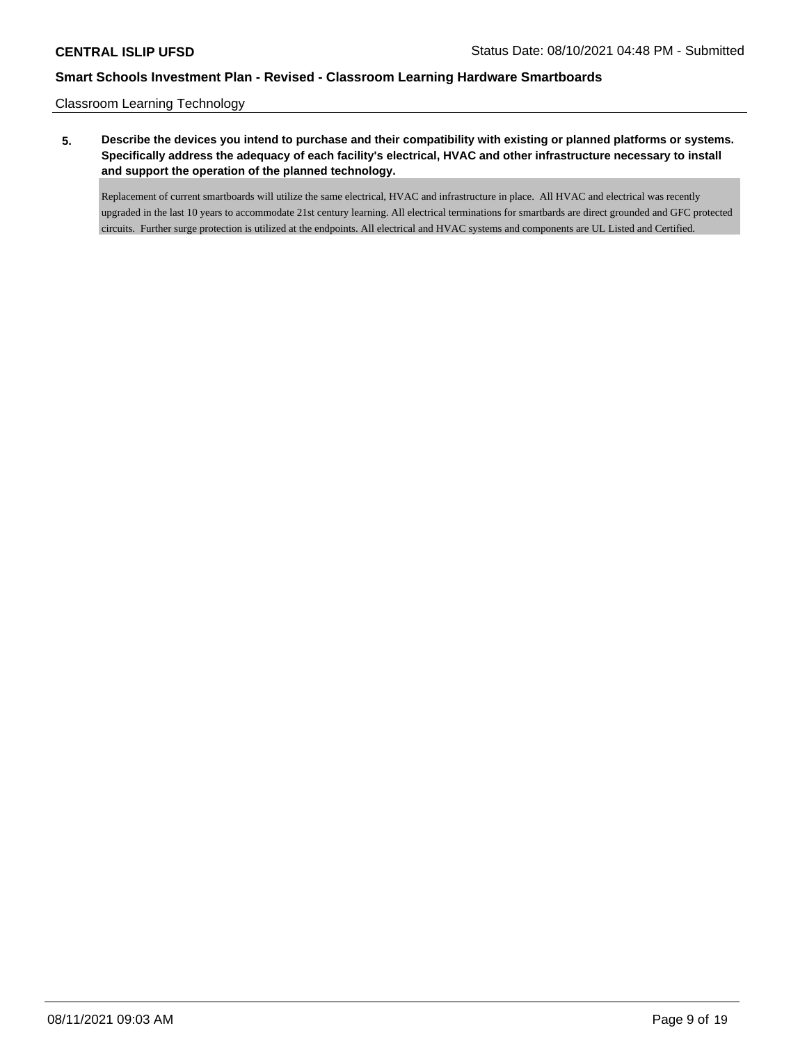Classroom Learning Technology

**5. Describe the devices you intend to purchase and their compatibility with existing or planned platforms or systems. Specifically address the adequacy of each facility's electrical, HVAC and other infrastructure necessary to install and support the operation of the planned technology.**

Replacement of current smartboards will utilize the same electrical, HVAC and infrastructure in place. All HVAC and electrical was recently upgraded in the last 10 years to accommodate 21st century learning. All electrical terminations for smartbards are direct grounded and GFC protected circuits. Further surge protection is utilized at the endpoints. All electrical and HVAC systems and components are UL Listed and Certified.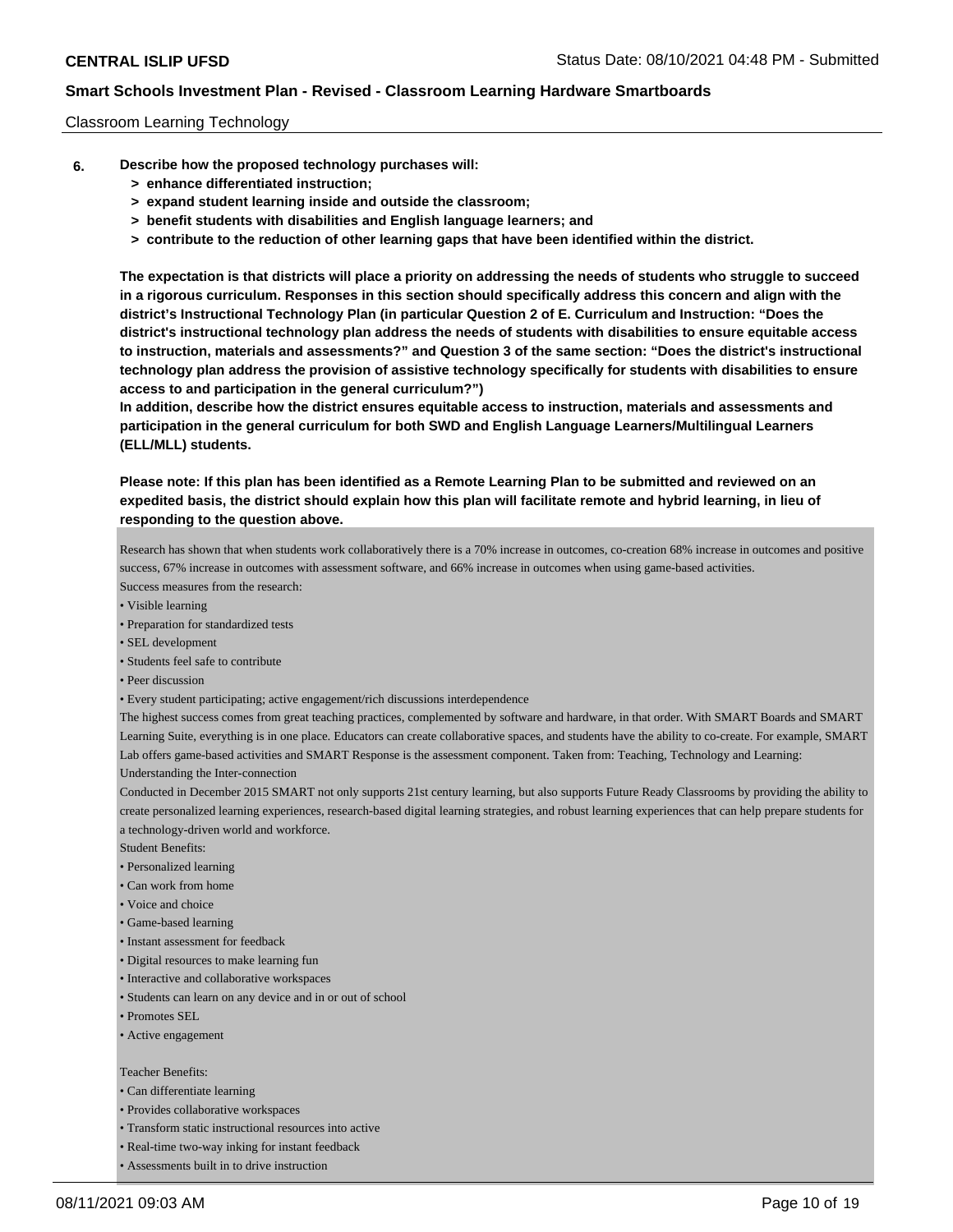Classroom Learning Technology

6. **Describe how the proposed technology purchases will:**
   - **> enhance differentiated instruction;**
   - **> expand student learning inside and outside the classroom;**
   - **> benefit students with disabilities and English language learners; and**
   - **> contribute to the reduction of other learning gaps that have been identified within the district.**

**The expectation is that districts will place a priority on addressing the needs of students who struggle to succeed in a rigorous curriculum. Responses in this section should specifically address this concern and align with the district's Instructional Technology Plan (in particular Question 2 of E. Curriculum and Instruction: "Does the district's instructional technology plan address the needs of students with disabilities to ensure equitable access to instruction, materials and assessments?" and Question 3 of the same section: "Does the district's instructional technology plan address the provision of assistive technology specifically for students with disabilities to ensure access to and participation in the general curriculum?")**
**In addition, describe how the district ensures equitable access to instruction, materials and assessments and participation in the general curriculum for both SWD and English Language Learners/Multilingual Learners (ELL/MLL) students.**

**Please note: If this plan has been identified as a Remote Learning Plan to be submitted and reviewed on an expedited basis, the district should explain how this plan will facilitate remote and hybrid learning, in lieu of responding to the question above.**

Research has shown that when students work collaboratively there is a 70% increase in outcomes, co-creation 68% increase in outcomes and positive success, 67% increase in outcomes with assessment software, and 66% increase in outcomes when using game-based activities.
Success measures from the research:
• Visible learning
• Preparation for standardized tests
• SEL development
• Students feel safe to contribute
• Peer discussion
• Every student participating; active engagement/rich discussions interdependence
The highest success comes from great teaching practices, complemented by software and hardware, in that order. With SMART Boards and SMART Learning Suite, everything is in one place. Educators can create collaborative spaces, and students have the ability to co-create. For example, SMART Lab offers game-based activities and SMART Response is the assessment component. Taken from: Teaching, Technology and Learning: Understanding the Inter-connection
Conducted in December 2015 SMART not only supports 21st century learning, but also supports Future Ready Classrooms by providing the ability to create personalized learning experiences, research-based digital learning strategies, and robust learning experiences that can help prepare students for a technology-driven world and workforce.
Student Benefits:
• Personalized learning
• Can work from home
• Voice and choice
• Game-based learning
• Instant assessment for feedback
• Digital resources to make learning fun
• Interactive and collaborative workspaces
• Students can learn on any device and in or out of school
• Promotes SEL
• Active engagement

Teacher Benefits:
• Can differentiate learning
• Provides collaborative workspaces
• Transform static instructional resources into active
• Real-time two-way inking for instant feedback
• Assessments built in to drive instruction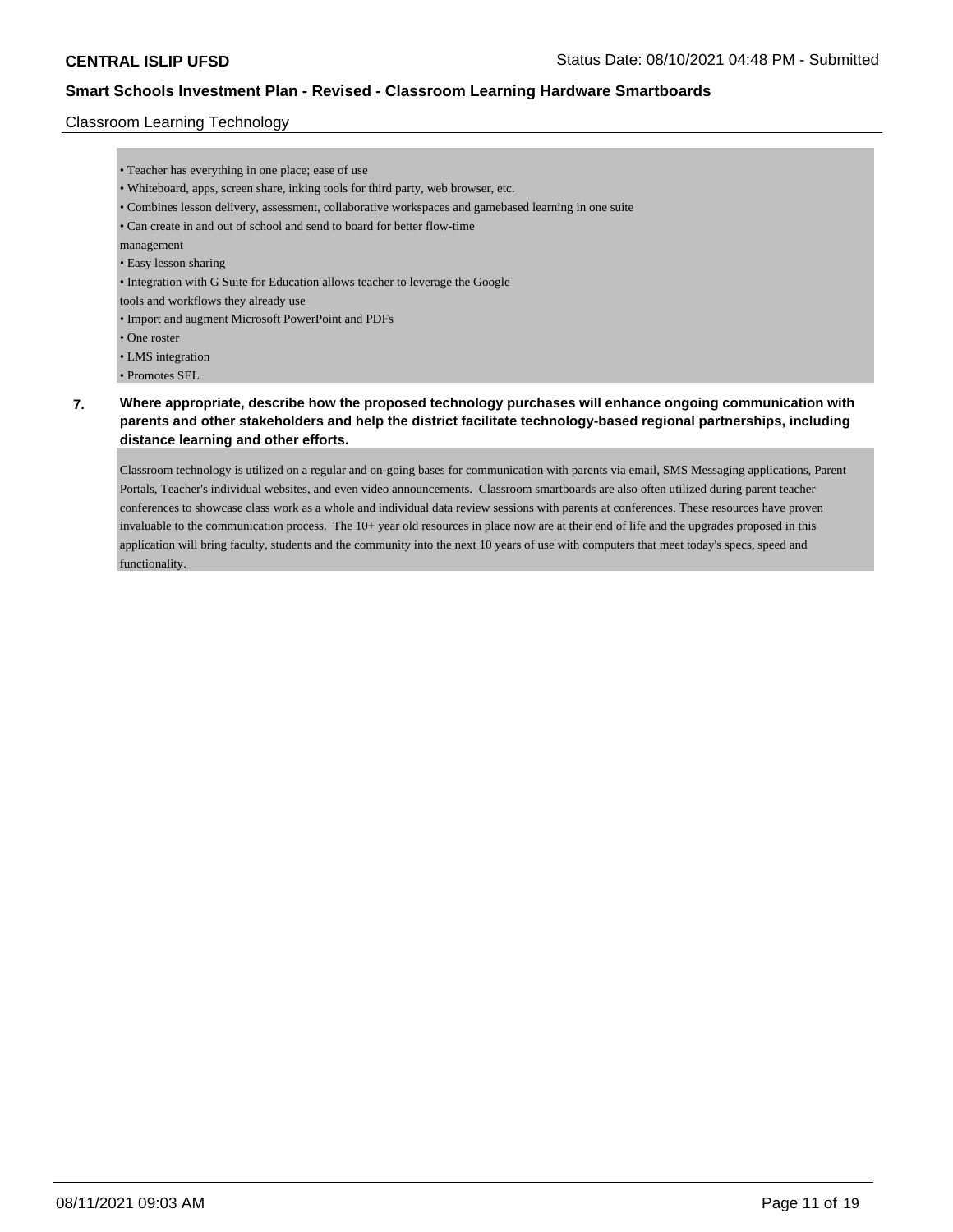Classroom Learning Technology

- Teacher has everything in one place; ease of use
- Whiteboard, apps, screen share, inking tools for third party, web browser, etc.
- Combines lesson delivery, assessment, collaborative workspaces and gamebased learning in one suite
- Can create in and out of school and send to board for better flow-time management
- Easy lesson sharing
- Integration with G Suite for Education allows teacher to leverage the Google tools and workflows they already use
- Import and augment Microsoft PowerPoint and PDFs
- One roster
- LMS integration
- Promotes SEL

**7. Where appropriate, describe how the proposed technology purchases will enhance ongoing communication with parents and other stakeholders and help the district facilitate technology-based regional partnerships, including distance learning and other efforts.**

Classroom technology is utilized on a regular and on-going bases for communication with parents via email, SMS Messaging applications, Parent Portals, Teacher's individual websites, and even video announcements. Classroom smartboards are also often utilized during parent teacher conferences to showcase class work as a whole and individual data review sessions with parents at conferences. These resources have proven invaluable to the communication process. The 10+ year old resources in place now are at their end of life and the upgrades proposed in this application will bring faculty, students and the community into the next 10 years of use with computers that meet today's specs, speed and functionality.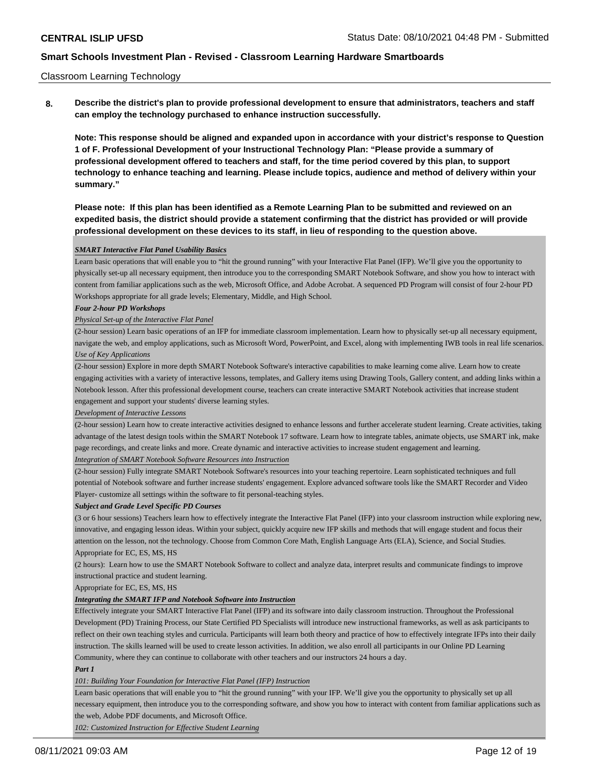Classroom Learning Technology

**8. Describe the district's plan to provide professional development to ensure that administrators, teachers and staff can employ the technology purchased to enhance instruction successfully.**

**Note: This response should be aligned and expanded upon in accordance with your district's response to Question 1 of F. Professional Development of your Instructional Technology Plan: "Please provide a summary of professional development offered to teachers and staff, for the time period covered by this plan, to support technology to enhance teaching and learning. Please include topics, audience and method of delivery within your summary."**

**Please note: If this plan has been identified as a Remote Learning Plan to be submitted and reviewed on an expedited basis, the district should provide a statement confirming that the district has provided or will provide professional development on these devices to its staff, in lieu of responding to the question above.**

***SMART Interactive Flat Panel Usability Basics***

Learn basic operations that will enable you to "hit the ground running" with your Interactive Flat Panel (IFP). We'll give you the opportunity to physically set-up all necessary equipment, then introduce you to the corresponding SMART Notebook Software, and show you how to interact with content from familiar applications such as the web, Microsoft Office, and Adobe Acrobat. A sequenced PD Program will consist of four 2-hour PD Workshops appropriate for all grade levels; Elementary, Middle, and High School.

***Four 2-hour PD Workshops***

*Physical Set-up of the Interactive Flat Panel*

(2-hour session) Learn basic operations of an IFP for immediate classroom implementation. Learn how to physically set-up all necessary equipment, navigate the web, and employ applications, such as Microsoft Word, PowerPoint, and Excel, along with implementing IWB tools in real life scenarios.

*Use of Key Applications*

(2-hour session) Explore in more depth SMART Notebook Software's interactive capabilities to make learning come alive. Learn how to create engaging activities with a variety of interactive lessons, templates, and Gallery items using Drawing Tools, Gallery content, and adding links within a Notebook lesson. After this professional development course, teachers can create interactive SMART Notebook activities that increase student engagement and support your students' diverse learning styles.

*Development of Interactive Lessons*

(2-hour session) Learn how to create interactive activities designed to enhance lessons and further accelerate student learning. Create activities, taking advantage of the latest design tools within the SMART Notebook 17 software. Learn how to integrate tables, animate objects, use SMART ink, make page recordings, and create links and more. Create dynamic and interactive activities to increase student engagement and learning.

*Integration of SMART Notebook Software Resources into Instruction*

(2-hour session) Fully integrate SMART Notebook Software's resources into your teaching repertoire. Learn sophisticated techniques and full potential of Notebook software and further increase students' engagement. Explore advanced software tools like the SMART Recorder and Video Player- customize all settings within the software to fit personal-teaching styles.

***Subject and Grade Level Specific PD Courses***

(3 or 6 hour sessions) Teachers learn how to effectively integrate the Interactive Flat Panel (IFP) into your classroom instruction while exploring new, innovative, and engaging lesson ideas. Within your subject, quickly acquire new IFP skills and methods that will engage student and focus their attention on the lesson, not the technology. Choose from Common Core Math, English Language Arts (ELA), Science, and Social Studies.

Appropriate for EC, ES, MS, HS

(2 hours): Learn how to use the SMART Notebook Software to collect and analyze data, interpret results and communicate findings to improve instructional practice and student learning.

Appropriate for EC, ES, MS, HS

***Integrating the SMART IFP and Notebook Software into Instruction***

Effectively integrate your SMART Interactive Flat Panel (IFP) and its software into daily classroom instruction. Throughout the Professional Development (PD) Training Process, our State Certified PD Specialists will introduce new instructional frameworks, as well as ask participants to reflect on their own teaching styles and curricula. Participants will learn both theory and practice of how to effectively integrate IFPs into their daily instruction. The skills learned will be used to create lesson activities. In addition, we also enroll all participants in our Online PD Learning Community, where they can continue to collaborate with other teachers and our instructors 24 hours a day.

***Part 1***

*101: Building Your Foundation for Interactive Flat Panel (IFP) Instruction*

Learn basic operations that will enable you to "hit the ground running" with your IFP. We'll give you the opportunity to physically set up all necessary equipment, then introduce you to the corresponding software, and show you how to interact with content from familiar applications such as the web, Adobe PDF documents, and Microsoft Office.

*102: Customized Instruction for Effective Student Learning*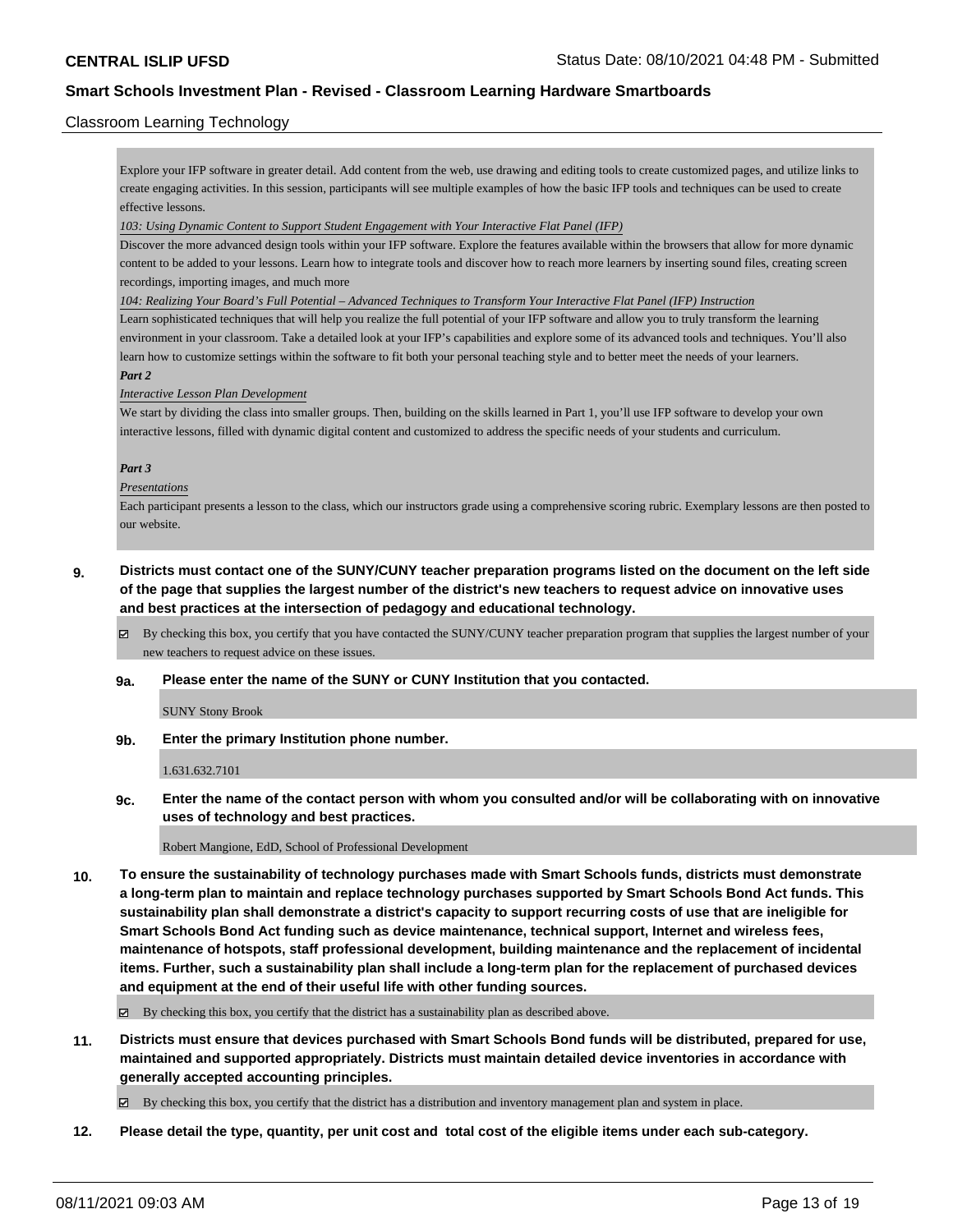Classroom Learning Technology

Explore your IFP software in greater detail. Add content from the web, use drawing and editing tools to create customized pages, and utilize links to create engaging activities. In this session, participants will see multiple examples of how the basic IFP tools and techniques can be used to create effective lessons.

*103: Using Dynamic Content to Support Student Engagement with Your Interactive Flat Panel (IFP)*

Discover the more advanced design tools within your IFP software. Explore the features available within the browsers that allow for more dynamic content to be added to your lessons. Learn how to integrate tools and discover how to reach more learners by inserting sound files, creating screen recordings, importing images, and much more

*104: Realizing Your Board's Full Potential – Advanced Techniques to Transform Your Interactive Flat Panel (IFP) Instruction*

Learn sophisticated techniques that will help you realize the full potential of your IFP software and allow you to truly transform the learning environment in your classroom. Take a detailed look at your IFP's capabilities and explore some of its advanced tools and techniques. You'll also learn how to customize settings within the software to fit both your personal teaching style and to better meet the needs of your learners.

***Part 2***

*Interactive Lesson Plan Development*

We start by dividing the class into smaller groups. Then, building on the skills learned in Part 1, you'll use IFP software to develop your own interactive lessons, filled with dynamic digital content and customized to address the specific needs of your students and curriculum.

***Part 3***

*Presentations*

Each participant presents a lesson to the class, which our instructors grade using a comprehensive scoring rubric. Exemplary lessons are then posted to our website.

**9. Districts must contact one of the SUNY/CUNY teacher preparation programs listed on the document on the left side of the page that supplies the largest number of the district's new teachers to request advice on innovative uses and best practices at the intersection of pedagogy and educational technology.**

☑ By checking this box, you certify that you have contacted the SUNY/CUNY teacher preparation program that supplies the largest number of your new teachers to request advice on these issues.

**9a. Please enter the name of the SUNY or CUNY Institution that you contacted.**

SUNY Stony Brook

**9b. Enter the primary Institution phone number.**

1.631.632.7101

**9c. Enter the name of the contact person with whom you consulted and/or will be collaborating with on innovative uses of technology and best practices.**

Robert Mangione, EdD, School of Professional Development

**10. To ensure the sustainability of technology purchases made with Smart Schools funds, districts must demonstrate a long-term plan to maintain and replace technology purchases supported by Smart Schools Bond Act funds. This sustainability plan shall demonstrate a district's capacity to support recurring costs of use that are ineligible for Smart Schools Bond Act funding such as device maintenance, technical support, Internet and wireless fees, maintenance of hotspots, staff professional development, building maintenance and the replacement of incidental items. Further, such a sustainability plan shall include a long-term plan for the replacement of purchased devices and equipment at the end of their useful life with other funding sources.**

☑ By checking this box, you certify that the district has a sustainability plan as described above.

**11. Districts must ensure that devices purchased with Smart Schools Bond funds will be distributed, prepared for use, maintained and supported appropriately. Districts must maintain detailed device inventories in accordance with generally accepted accounting principles.**

☑ By checking this box, you certify that the district has a distribution and inventory management plan and system in place.

**12. Please detail the type, quantity, per unit cost and total cost of the eligible items under each sub-category.**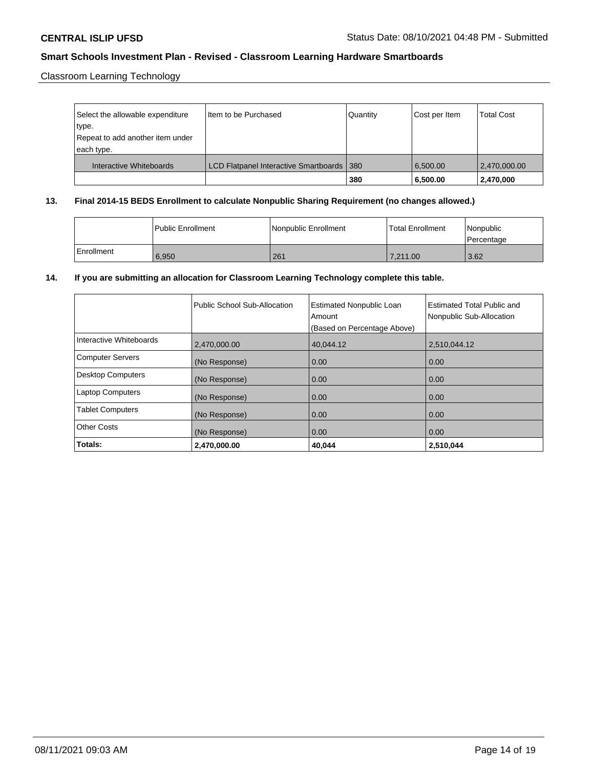Classroom Learning Technology

| Select the allowable expenditure type. Repeat to add another item under each type. | Item to be Purchased | Quantity | Cost per Item | Total Cost |
|---|---|---|---|---|
| Interactive Whiteboards | LCD Flatpanel Interactive Smartboards | 380 | 6,500.00 | 2,470,000.00 |
| | | **380** | **6,500.00** | **2,470,000** |

**13. Final 2014-15 BEDS Enrollment to calculate Nonpublic Sharing Requirement (no changes allowed.)**

| | Public Enrollment | Nonpublic Enrollment | Total Enrollment | Nonpublic Percentage |
|---|---|---|---|---|
| Enrollment | 6,950 | 261 | 7,211.00 | 3.62 |

**14. If you are submitting an allocation for Classroom Learning Technology complete this table.**

| | Public School Sub-Allocation | Estimated Nonpublic Loan Amount (Based on Percentage Above) | Estimated Total Public and Nonpublic Sub-Allocation |
|---|---|---|---|
| Interactive Whiteboards | 2,470,000.00 | 40,044.12 | 2,510,044.12 |
| Computer Servers | (No Response) | 0.00 | 0.00 |
| Desktop Computers | (No Response) | 0.00 | 0.00 |
| Laptop Computers | (No Response) | 0.00 | 0.00 |
| Tablet Computers | (No Response) | 0.00 | 0.00 |
| Other Costs | (No Response) | 0.00 | 0.00 |
| **Totals:** | **2,470,000.00** | **40,044** | **2,510,044** |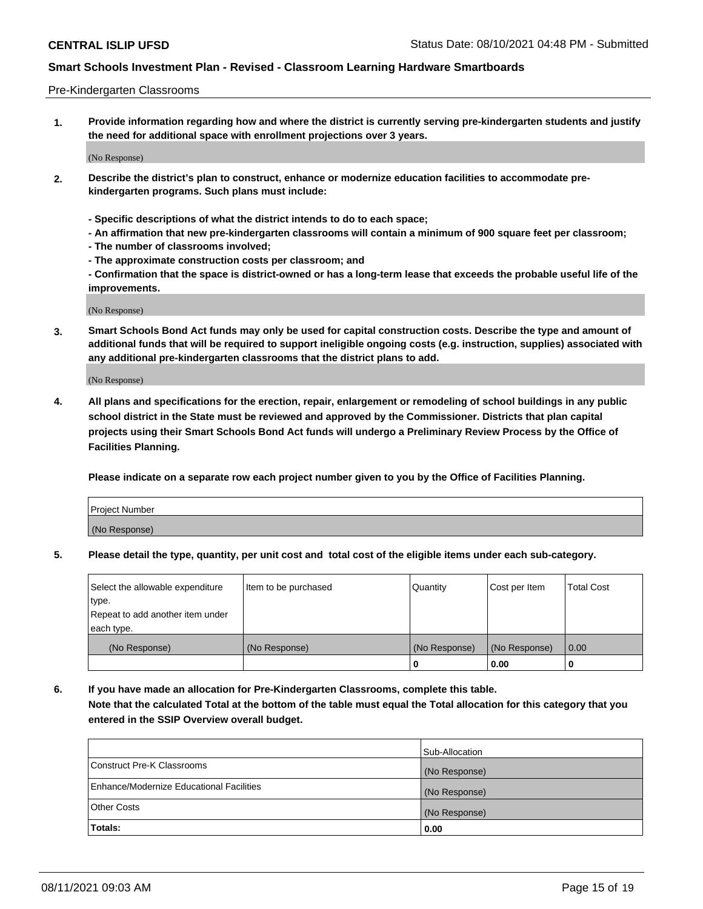Pre-Kindergarten Classrooms

1. **Provide information regarding how and where the district is currently serving pre-kindergarten students and justify the need for additional space with enrollment projections over 3 years.**

(No Response)

2. **Describe the district's plan to construct, enhance or modernize education facilities to accommodate pre-kindergarten programs. Such plans must include:**

   **- Specific descriptions of what the district intends to do to each space;**
   **- An affirmation that new pre-kindergarten classrooms will contain a minimum of 900 square feet per classroom;**
   **- The number of classrooms involved;**
   **- The approximate construction costs per classroom; and**
   **- Confirmation that the space is district-owned or has a long-term lease that exceeds the probable useful life of the improvements.**

(No Response)

3. **Smart Schools Bond Act funds may only be used for capital construction costs. Describe the type and amount of additional funds that will be required to support ineligible ongoing costs (e.g. instruction, supplies) associated with any additional pre-kindergarten classrooms that the district plans to add.**

(No Response)

4. **All plans and specifications for the erection, repair, enlargement or remodeling of school buildings in any public school district in the State must be reviewed and approved by the Commissioner. Districts that plan capital projects using their Smart Schools Bond Act funds will undergo a Preliminary Review Process by the Office of Facilities Planning.**

   **Please indicate on a separate row each project number given to you by the Office of Facilities Planning.**

| Project Number |
|---|
| (No Response) |

5. **Please detail the type, quantity, per unit cost and total cost of the eligible items under each sub-category.**

| Select the allowable expenditure type. Repeat to add another item under each type. | Item to be purchased | Quantity | Cost per Item | Total Cost |
|---|---|---|---|---|
| (No Response) | (No Response) | (No Response) | (No Response) | 0.00 |
| | | 0 | 0.00 | 0 |

6. **If you have made an allocation for Pre-Kindergarten Classrooms, complete this table.**
   **Note that the calculated Total at the bottom of the table must equal the Total allocation for this category that you entered in the SSIP Overview overall budget.**

| | Sub-Allocation |
|---|---|
| Construct Pre-K Classrooms | (No Response) |
| Enhance/Modernize Educational Facilities | (No Response) |
| Other Costs | (No Response) |
| **Totals:** | **0.00** |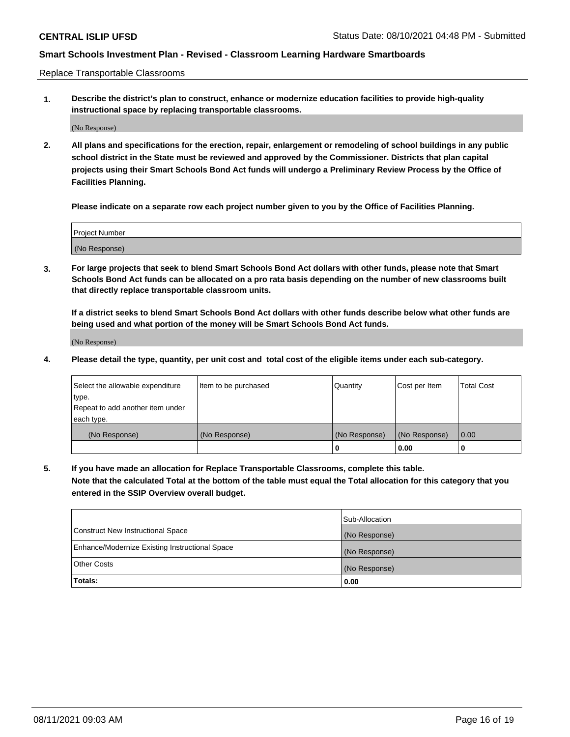Replace Transportable Classrooms

**1. Describe the district's plan to construct, enhance or modernize education facilities to provide high-quality instructional space by replacing transportable classrooms.**

(No Response)

**2. All plans and specifications for the erection, repair, enlargement or remodeling of school buildings in any public school district in the State must be reviewed and approved by the Commissioner. Districts that plan capital projects using their Smart Schools Bond Act funds will undergo a Preliminary Review Process by the Office of Facilities Planning.**

**Please indicate on a separate row each project number given to you by the Office of Facilities Planning.**

| Project Number |
|---|
| (No Response) |

**3. For large projects that seek to blend Smart Schools Bond Act dollars with other funds, please note that Smart Schools Bond Act funds can be allocated on a pro rata basis depending on the number of new classrooms built that directly replace transportable classroom units.**

**If a district seeks to blend Smart Schools Bond Act dollars with other funds describe below what other funds are being used and what portion of the money will be Smart Schools Bond Act funds.**

(No Response)

**4. Please detail the type, quantity, per unit cost and total cost of the eligible items under each sub-category.**

| Select the allowable expenditure type. Repeat to add another item under each type. | Item to be purchased | Quantity | Cost per Item | Total Cost |
|---|---|---|---|---|
| (No Response) | (No Response) | (No Response) | (No Response) | 0.00 |
| | | 0 | 0.00 | 0 |

**5. If you have made an allocation for Replace Transportable Classrooms, complete this table. Note that the calculated Total at the bottom of the table must equal the Total allocation for this category that you entered in the SSIP Overview overall budget.**

| | Sub-Allocation |
|---|---|
| Construct New Instructional Space | (No Response) |
| Enhance/Modernize Existing Instructional Space | (No Response) |
| Other Costs | (No Response) |
| **Totals:** | **0.00** |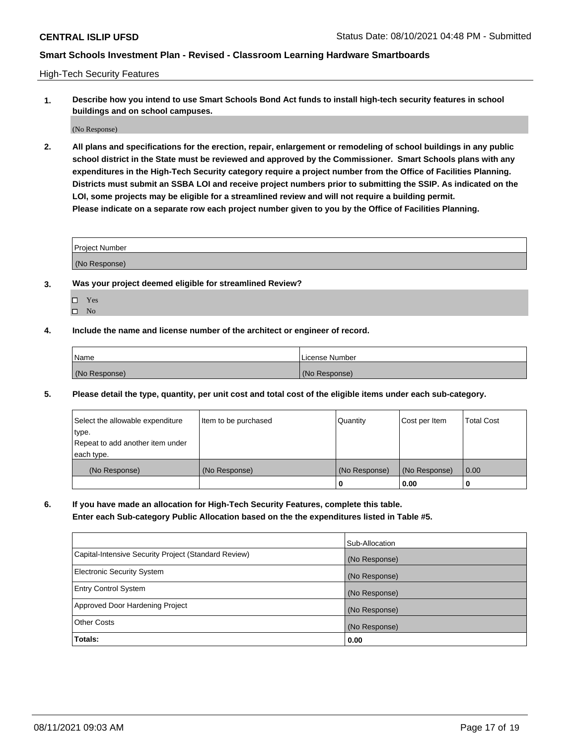High-Tech Security Features

**1. Describe how you intend to use Smart Schools Bond Act funds to install high-tech security features in school buildings and on school campuses.**

(No Response)

**2. All plans and specifications for the erection, repair, enlargement or remodeling of school buildings in any public school district in the State must be reviewed and approved by the Commissioner. Smart Schools plans with any expenditures in the High-Tech Security category require a project number from the Office of Facilities Planning. Districts must submit an SSBA LOI and receive project numbers prior to submitting the SSIP. As indicated on the LOI, some projects may be eligible for a streamlined review and will not require a building permit. Please indicate on a separate row each project number given to you by the Office of Facilities Planning.**

| Project Number |
|---|
| (No Response) |

**3. Was your project deemed eligible for streamlined Review?**

- ☐ Yes
- ☐ No

**4. Include the name and license number of the architect or engineer of record.**

| Name | License Number |
|---|---|
| (No Response) | (No Response) |

**5. Please detail the type, quantity, per unit cost and total cost of the eligible items under each sub-category.**

| Select the allowable expenditure type. Repeat to add another item under each type. | Item to be purchased | Quantity | Cost per Item | Total Cost |
|---|---|---|---|---|
| (No Response) | (No Response) | (No Response) | (No Response) | 0.00 |
| | | 0 | 0.00 | 0 |

**6. If you have made an allocation for High-Tech Security Features, complete this table. Enter each Sub-category Public Allocation based on the the expenditures listed in Table #5.**

| | Sub-Allocation |
|---|---|
| Capital-Intensive Security Project (Standard Review) | (No Response) |
| Electronic Security System | (No Response) |
| Entry Control System | (No Response) |
| Approved Door Hardening Project | (No Response) |
| Other Costs | (No Response) |
| **Totals:** | **0.00** |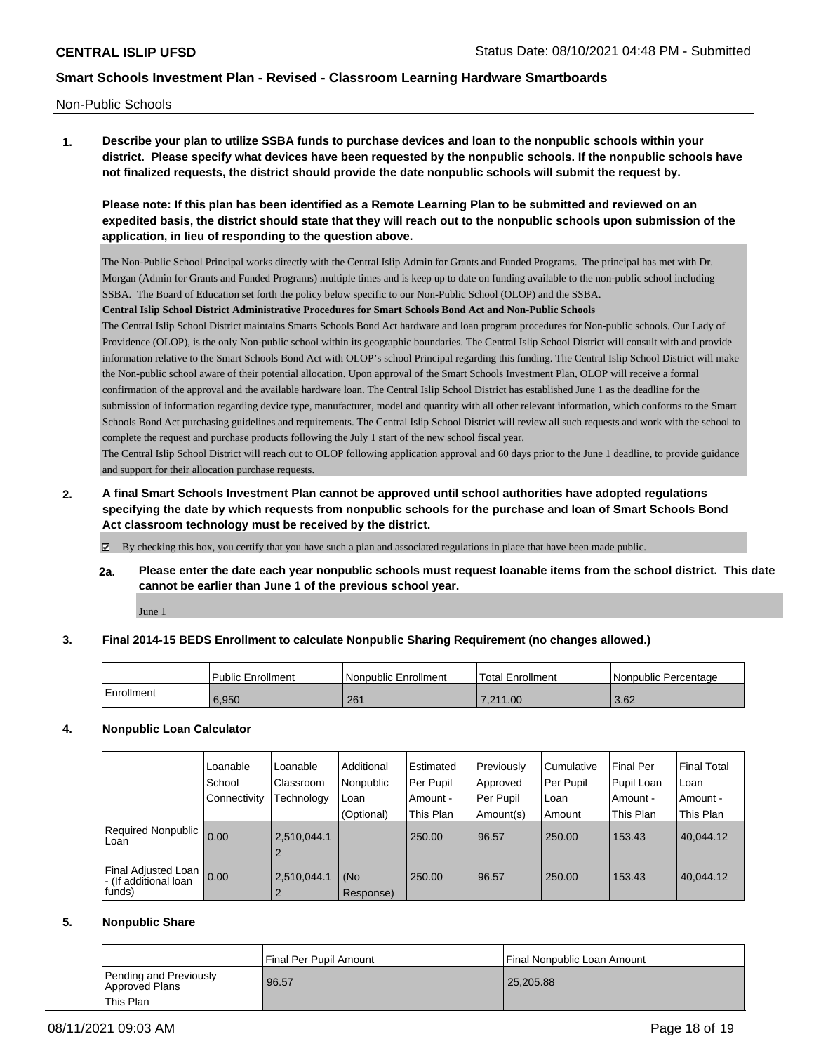## Non-Public Schools

**1. Describe your plan to utilize SSBA funds to purchase devices and loan to the nonpublic schools within your district. Please specify what devices have been requested by the nonpublic schools. If the nonpublic schools have not finalized requests, the district should provide the date nonpublic schools will submit the request by.**

**Please note: If this plan has been identified as a Remote Learning Plan to be submitted and reviewed on an expedited basis, the district should state that they will reach out to the nonpublic schools upon submission of the application, in lieu of responding to the question above.**

The Non-Public School Principal works directly with the Central Islip Admin for Grants and Funded Programs. The principal has met with Dr. Morgan (Admin for Grants and Funded Programs) multiple times and is keep up to date on funding available to the non-public school including SSBA. The Board of Education set forth the policy below specific to our Non-Public School (OLOP) and the SSBA.

**Central Islip School District Administrative Procedures for Smart Schools Bond Act and Non-Public Schools**

The Central Islip School District maintains Smarts Schools Bond Act hardware and loan program procedures for Non-public schools. Our Lady of Providence (OLOP), is the only Non-public school within its geographic boundaries. The Central Islip School District will consult with and provide information relative to the Smart Schools Bond Act with OLOP's school Principal regarding this funding. The Central Islip School District will make the Non-public school aware of their potential allocation. Upon approval of the Smart Schools Investment Plan, OLOP will receive a formal confirmation of the approval and the available hardware loan. The Central Islip School District has established June 1 as the deadline for the submission of information regarding device type, manufacturer, model and quantity with all other relevant information, which conforms to the Smart Schools Bond Act purchasing guidelines and requirements. The Central Islip School District will review all such requests and work with the school to complete the request and purchase products following the July 1 start of the new school fiscal year.

The Central Islip School District will reach out to OLOP following application approval and 60 days prior to the June 1 deadline, to provide guidance and support for their allocation purchase requests.

**2. A final Smart Schools Investment Plan cannot be approved until school authorities have adopted regulations specifying the date by which requests from nonpublic schools for the purchase and loan of Smart Schools Bond Act classroom technology must be received by the district.**

☑ By checking this box, you certify that you have such a plan and associated regulations in place that have been made public.

**2a. Please enter the date each year nonpublic schools must request loanable items from the school district. This date cannot be earlier than June 1 of the previous school year.**

June 1

**3. Final 2014-15 BEDS Enrollment to calculate Nonpublic Sharing Requirement (no changes allowed.)**

| | Public Enrollment | Nonpublic Enrollment | Total Enrollment | Nonpublic Percentage |
|---|---|---|---|---|
| Enrollment | 6,950 | 261 | 7,211.00 | 3.62 |

**4. Nonpublic Loan Calculator**

| | Loanable School Connectivity | Loanable Classroom Technology | Additional Nonpublic Loan (Optional) | Estimated Per Pupil Amount - This Plan | Previously Approved Per Pupil Amount(s) | Cumulative Per Pupil Loan Amount | Final Per Pupil Loan Amount - This Plan | Final Total Loan Amount - This Plan |
|---|---|---|---|---|---|---|---|---|
| Required Nonpublic Loan | 0.00 | 2,510,044.12 | | 250.00 | 96.57 | 250.00 | 153.43 | 40,044.12 |
| Final Adjusted Loan - (If additional loan funds) | 0.00 | 2,510,044.12 | (No Response) | 250.00 | 96.57 | 250.00 | 153.43 | 40,044.12 |

**5. Nonpublic Share**

| | Final Per Pupil Amount | Final Nonpublic Loan Amount |
|---|---|---|
| Pending and Previously Approved Plans | 96.57 | 25,205.88 |
| This Plan | | |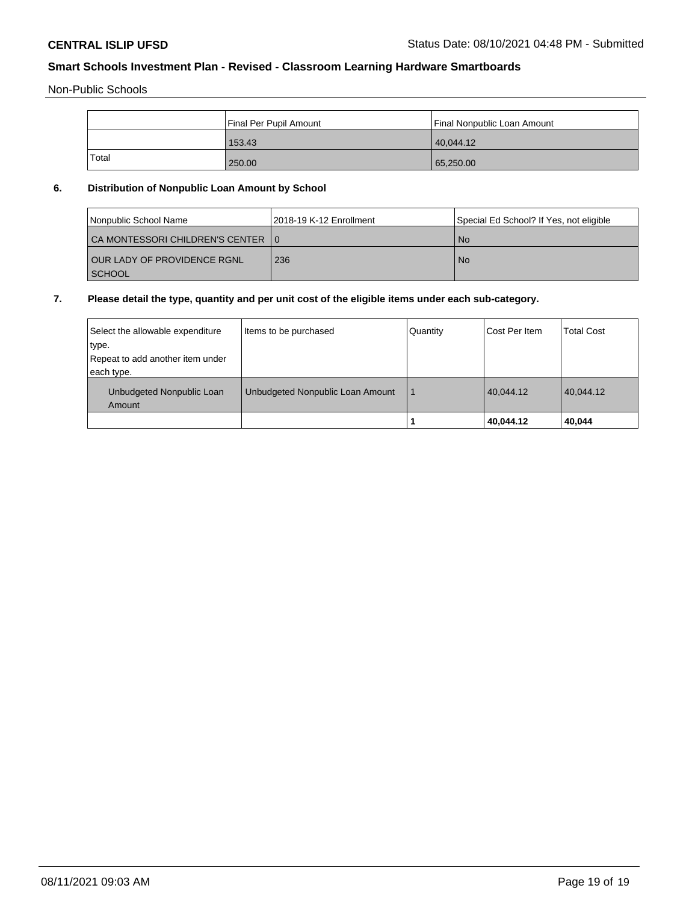Non-Public Schools

| | Final Per Pupil Amount | Final Nonpublic Loan Amount |
|---|---|---|
| | 153.43 | 40,044.12 |
| Total | 250.00 | 65,250.00 |

**6. Distribution of Nonpublic Loan Amount by School**

| Nonpublic School Name | 2018-19 K-12 Enrollment | Special Ed School? If Yes, not eligible |
|---|---|---|
| CA MONTESSORI CHILDREN'S CENTER | 0 | No |
| OUR LADY OF PROVIDENCE RGNL SCHOOL | 236 | No |

**7. Please detail the type, quantity and per unit cost of the eligible items under each sub-category.**

| Select the allowable expenditure type. Repeat to add another item under each type. | Items to be purchased | Quantity | Cost Per Item | Total Cost |
|---|---|---|---|---|
| Unbudgeted Nonpublic Loan Amount | Unbudgeted Nonpublic Loan Amount | 1 | 40,044.12 | 40,044.12 |
| | | **1** | **40,044.12** | **40,044** |